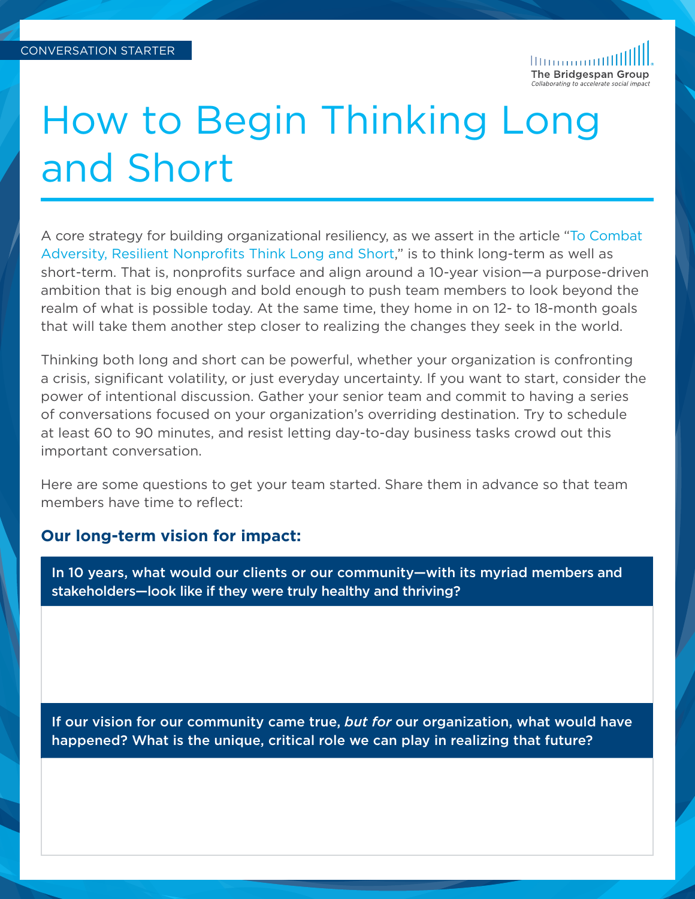CONVERSATION STARTER

The Bridgespan Group
*Collaborating to accelerate social impact*

# How to Begin Thinking Long and Short

A core strategy for building organizational resiliency, as we assert in the article "To Combat Adversity, Resilient Nonprofits Think Long and Short," is to think long-term as well as short-term. That is, nonprofits surface and align around a 10-year vision—a purpose-driven ambition that is big enough and bold enough to push team members to look beyond the realm of what is possible today. At the same time, they home in on 12- to 18-month goals that will take them another step closer to realizing the changes they seek in the world.

Thinking both long and short can be powerful, whether your organization is confronting a crisis, significant volatility, or just everyday uncertainty. If you want to start, consider the power of intentional discussion. Gather your senior team and commit to having a series of conversations focused on your organization's overriding destination. Try to schedule at least 60 to 90 minutes, and resist letting day-to-day business tasks crowd out this important conversation.

Here are some questions to get your team started. Share them in advance so that team members have time to reflect:

### Our long-term vision for impact:

**In 10 years, what would our clients or our community—with its myriad members and stakeholders—look like if they were truly healthy and thriving?**

**If our vision for our community came true, *but for* our organization, what would have happened? What is the unique, critical role we can play in realizing that future?**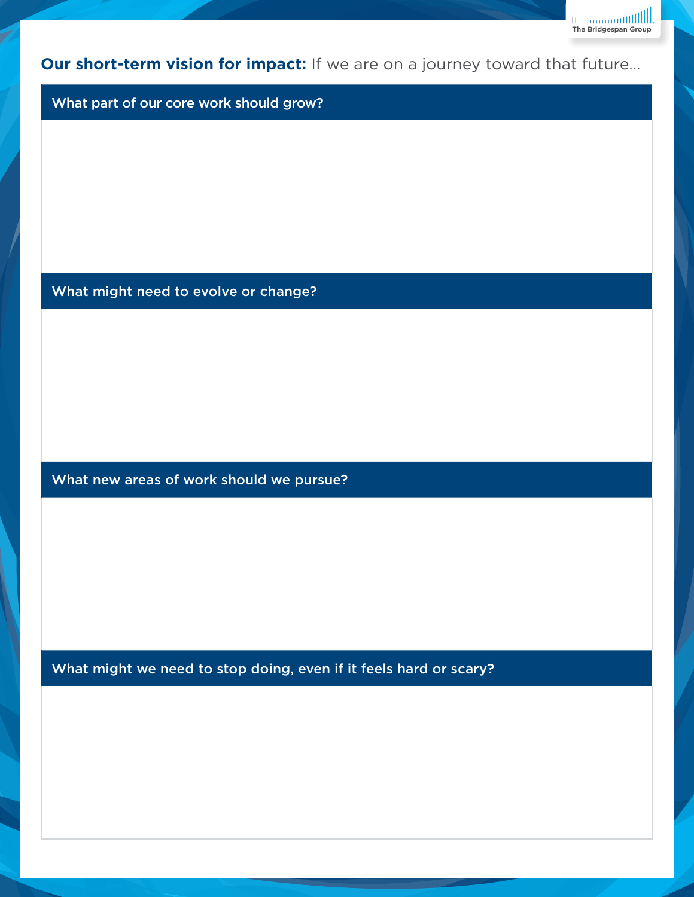**Our short-term vision for impact:** If we are on a journey toward that future...

### What part of our core work should grow?

### What might need to evolve or change?

### What new areas of work should we pursue?

### What might we need to stop doing, even if it feels hard or scary?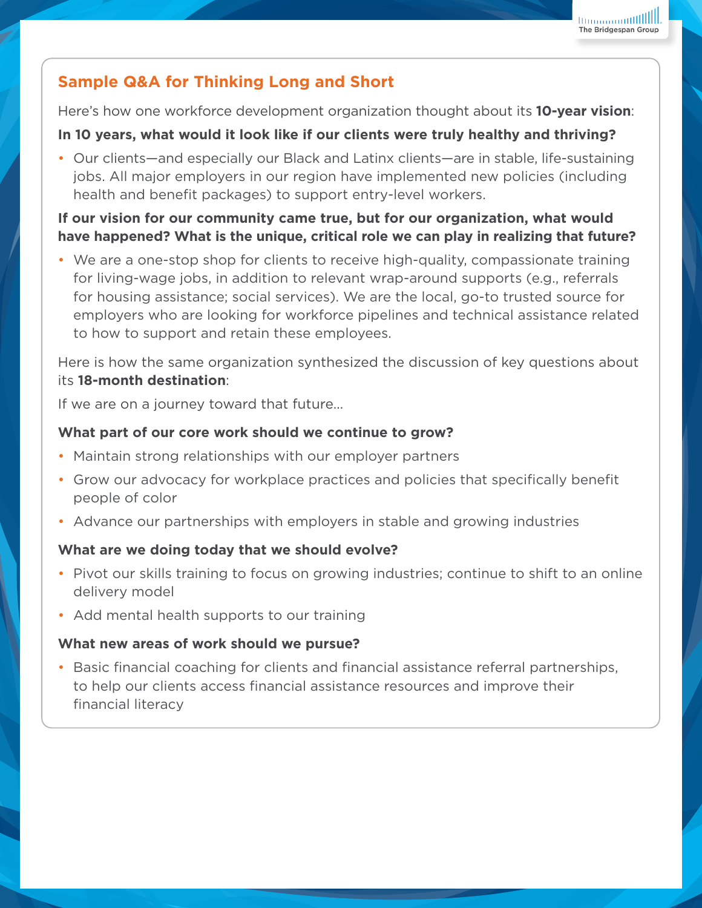## Sample Q&A for Thinking Long and Short

Here's how one workforce development organization thought about its **10-year vision**:

**In 10 years, what would it look like if our clients were truly healthy and thriving?**

- Our clients—and especially our Black and Latinx clients—are in stable, life-sustaining jobs. All major employers in our region have implemented new policies (including health and benefit packages) to support entry-level workers.

**If our vision for our community came true, but for our organization, what would have happened? What is the unique, critical role we can play in realizing that future?**

- We are a one-stop shop for clients to receive high-quality, compassionate training for living-wage jobs, in addition to relevant wrap-around supports (e.g., referrals for housing assistance; social services). We are the local, go-to trusted source for employers who are looking for workforce pipelines and technical assistance related to how to support and retain these employees.

Here is how the same organization synthesized the discussion of key questions about its **18-month destination**:

If we are on a journey toward that future…

**What part of our core work should we continue to grow?**

- Maintain strong relationships with our employer partners
- Grow our advocacy for workplace practices and policies that specifically benefit people of color
- Advance our partnerships with employers in stable and growing industries

**What are we doing today that we should evolve?**

- Pivot our skills training to focus on growing industries; continue to shift to an online delivery model
- Add mental health supports to our training

**What new areas of work should we pursue?**

- Basic financial coaching for clients and financial assistance referral partnerships, to help our clients access financial assistance resources and improve their financial literacy